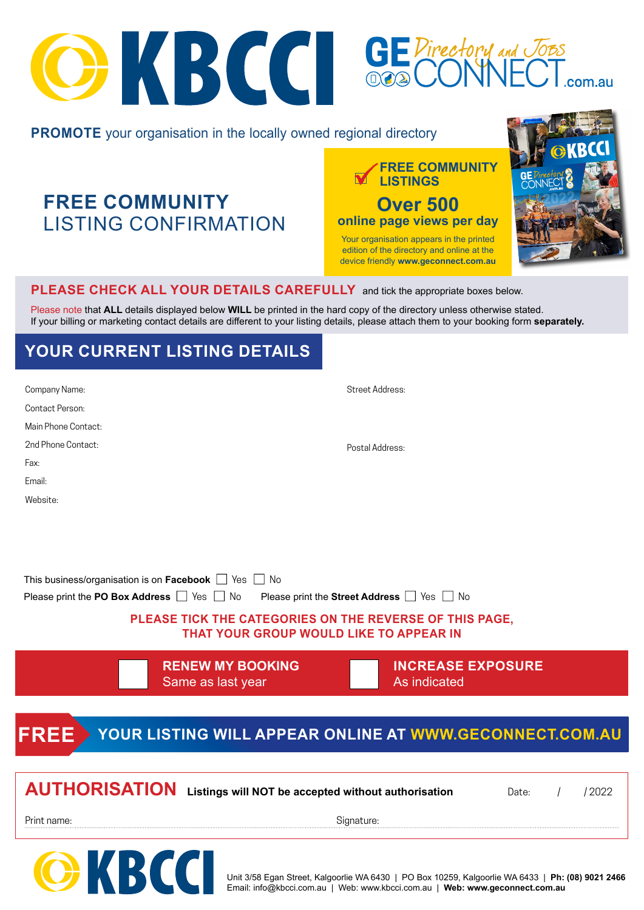# KBCCI

# GE Directory and Jobs CONNECT .com.au

**PROMOTE** your organisation in the locally owned regional directory

## FREE COMMUNITY LISTING CONFIRMATION

**FREE COMMUNITY LISTINGS**

**Over 500**
**online page views per day**

Your organisation appears in the printed edition of the directory and online at the device friendly **www.geconnect.com.au**

**PLEASE CHECK ALL YOUR DETAILS CAREFULLY** and tick the appropriate boxes below.

Please note that **ALL** details displayed below **WILL** be printed in the hard copy of the directory unless otherwise stated.
If your billing or marketing contact details are different to your listing details, please attach them to your booking form **separately.**

## YOUR CURRENT LISTING DETAILS

Company Name:
Contact Person:
Main Phone Contact:
2nd Phone Contact:
Fax:
Email:
Website:

Street Address:

Postal Address:

This business/organisation is on **Facebook** ☐ Yes ☐ No
Please print the **PO Box Address** ☐ Yes ☐ No    Please print the **Street Address** ☐ Yes ☐ No

**PLEASE TICK THE CATEGORIES ON THE REVERSE OF THIS PAGE, THAT YOUR GROUP WOULD LIKE TO APPEAR IN**

☐ **RENEW MY BOOKING** Same as last year    ☐ **INCREASE EXPOSURE** As indicated

**FREE** YOUR LISTING WILL APPEAR ONLINE AT **WWW.GECONNECT.COM.AU**

## AUTHORISATION

**Listings will NOT be accepted without authorisation**    Date: / /2022

Print name:    Signature:

Unit 3/58 Egan Street, Kalgoorlie WA 6430 | PO Box 10259, Kalgoorlie WA 6433 | **Ph: (08) 9021 2466**
Email: info@kbcci.com.au | Web: www.kbcci.com.au | **Web: www.geconnect.com.au**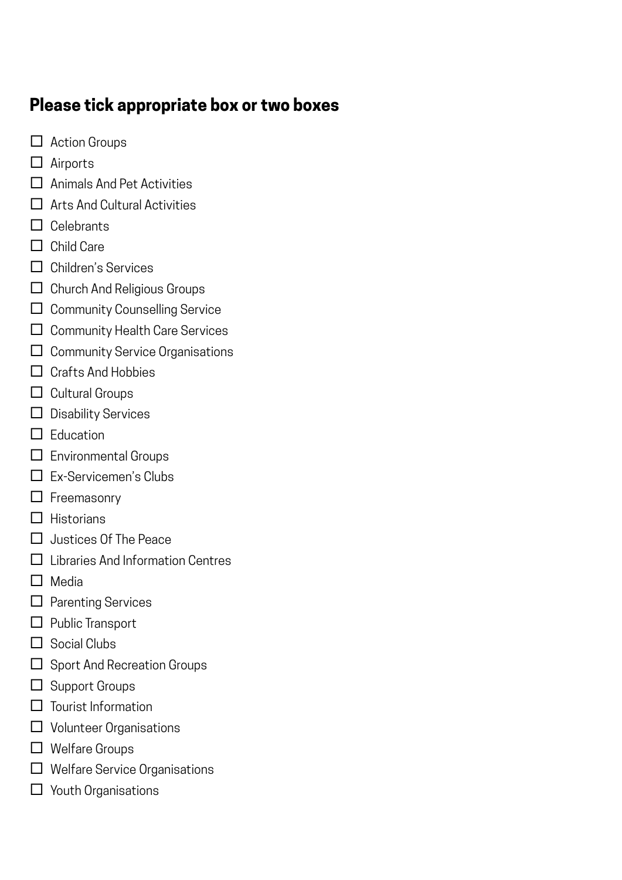## Please tick appropriate box or two boxes

- ☐ Action Groups
- ☐ Airports
- ☐ Animals And Pet Activities
- ☐ Arts And Cultural Activities
- ☐ Celebrants
- ☐ Child Care
- ☐ Children's Services
- ☐ Church And Religious Groups
- ☐ Community Counselling Service
- ☐ Community Health Care Services
- ☐ Community Service Organisations
- ☐ Crafts And Hobbies
- ☐ Cultural Groups
- ☐ Disability Services
- ☐ Education
- ☐ Environmental Groups
- ☐ Ex-Servicemen's Clubs
- ☐ Freemasonry
- ☐ Historians
- ☐ Justices Of The Peace
- ☐ Libraries And Information Centres
- ☐ Media
- ☐ Parenting Services
- ☐ Public Transport
- ☐ Social Clubs
- ☐ Sport And Recreation Groups
- ☐ Support Groups
- ☐ Tourist Information
- ☐ Volunteer Organisations
- ☐ Welfare Groups
- ☐ Welfare Service Organisations
- ☐ Youth Organisations